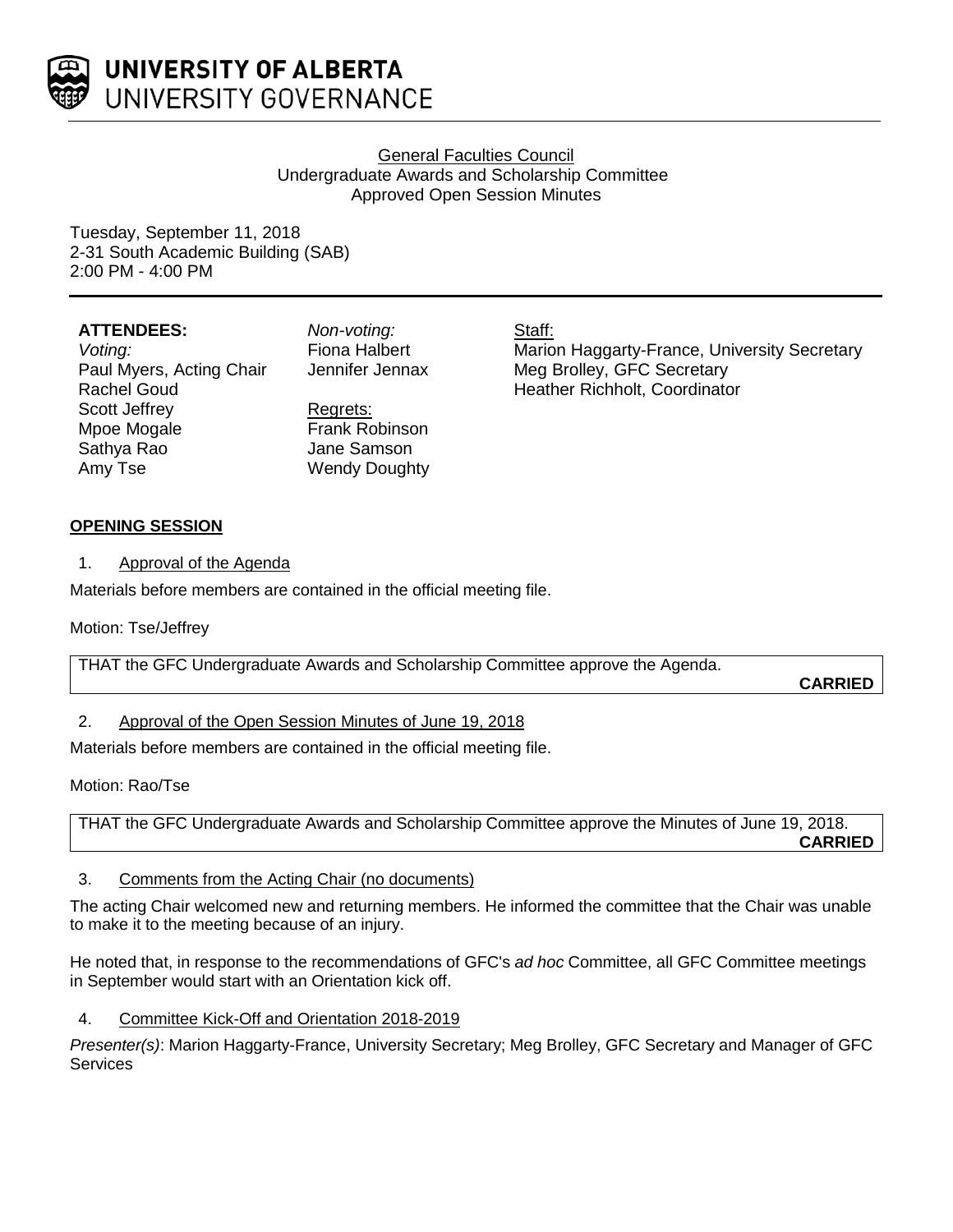UNIVERSITY OF ALBERTA
UNIVERSITY GOVERNANCE

General Faculties Council
Undergraduate Awards and Scholarship Committee
Approved Open Session Minutes

Tuesday, September 11, 2018
2-31 South Academic Building (SAB)
2:00 PM - 4:00 PM

**ATTENDEES:**

*Voting:*
Paul Myers, Acting Chair
Rachel Goud
Scott Jeffrey
Mpoe Mogale
Sathya Rao
Amy Tse

*Non-voting:*
Fiona Halbert
Jennifer Jennax

Regrets:
Frank Robinson
Jane Samson
Wendy Doughty

Staff:
Marion Haggarty-France, University Secretary
Meg Brolley, GFC Secretary
Heather Richholt, Coordinator

## OPENING SESSION

1. Approval of the Agenda

Materials before members are contained in the official meeting file.

Motion: Tse/Jeffrey

THAT the GFC Undergraduate Awards and Scholarship Committee approve the Agenda.

**CARRIED**

2. Approval of the Open Session Minutes of June 19, 2018

Materials before members are contained in the official meeting file.

Motion: Rao/Tse

THAT the GFC Undergraduate Awards and Scholarship Committee approve the Minutes of June 19, 2018.

**CARRIED**

3. Comments from the Acting Chair (no documents)

The acting Chair welcomed new and returning members. He informed the committee that the Chair was unable to make it to the meeting because of an injury.

He noted that, in response to the recommendations of GFC's *ad hoc* Committee, all GFC Committee meetings in September would start with an Orientation kick off.

4. Committee Kick-Off and Orientation 2018-2019

*Presenter(s)*: Marion Haggarty-France, University Secretary; Meg Brolley, GFC Secretary and Manager of GFC Services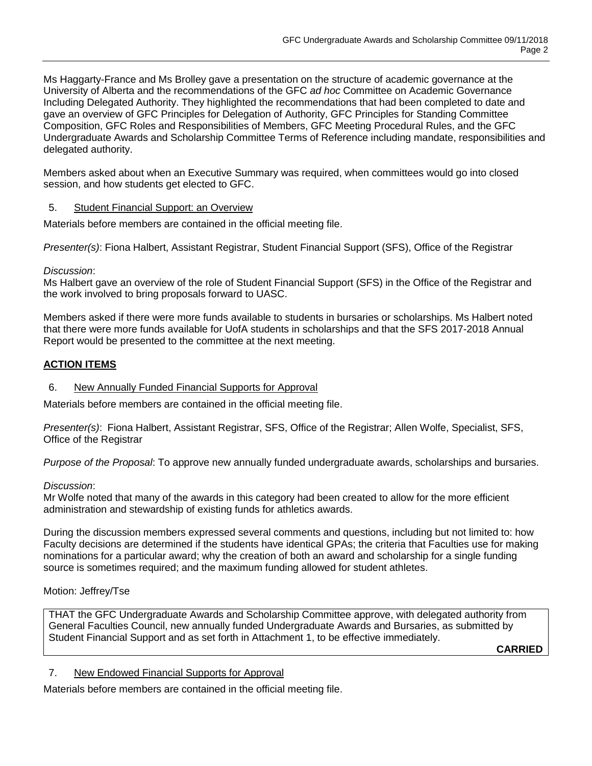Ms Haggarty-France and Ms Brolley gave a presentation on the structure of academic governance at the University of Alberta and the recommendations of the GFC *ad hoc* Committee on Academic Governance Including Delegated Authority. They highlighted the recommendations that had been completed to date and gave an overview of GFC Principles for Delegation of Authority, GFC Principles for Standing Committee Composition, GFC Roles and Responsibilities of Members, GFC Meeting Procedural Rules, and the GFC Undergraduate Awards and Scholarship Committee Terms of Reference including mandate, responsibilities and delegated authority.

Members asked about when an Executive Summary was required, when committees would go into closed session, and how students get elected to GFC.

5. Student Financial Support: an Overview

Materials before members are contained in the official meeting file.

*Presenter(s)*: Fiona Halbert, Assistant Registrar, Student Financial Support (SFS), Office of the Registrar

*Discussion*:
Ms Halbert gave an overview of the role of Student Financial Support (SFS) in the Office of the Registrar and the work involved to bring proposals forward to UASC.

Members asked if there were more funds available to students in bursaries or scholarships. Ms Halbert noted that there were more funds available for UofA students in scholarships and that the SFS 2017-2018 Annual Report would be presented to the committee at the next meeting.

## ACTION ITEMS

6. New Annually Funded Financial Supports for Approval

Materials before members are contained in the official meeting file.

*Presenter(s)*: Fiona Halbert, Assistant Registrar, SFS, Office of the Registrar; Allen Wolfe, Specialist, SFS, Office of the Registrar

*Purpose of the Proposal*: To approve new annually funded undergraduate awards, scholarships and bursaries.

*Discussion*:
Mr Wolfe noted that many of the awards in this category had been created to allow for the more efficient administration and stewardship of existing funds for athletics awards.

During the discussion members expressed several comments and questions, including but not limited to: how Faculty decisions are determined if the students have identical GPAs; the criteria that Faculties use for making nominations for a particular award; why the creation of both an award and scholarship for a single funding source is sometimes required; and the maximum funding allowed for student athletes.

Motion: Jeffrey/Tse

THAT the GFC Undergraduate Awards and Scholarship Committee approve, with delegated authority from General Faculties Council, new annually funded Undergraduate Awards and Bursaries, as submitted by Student Financial Support and as set forth in Attachment 1, to be effective immediately.

**CARRIED**

7. New Endowed Financial Supports for Approval

Materials before members are contained in the official meeting file.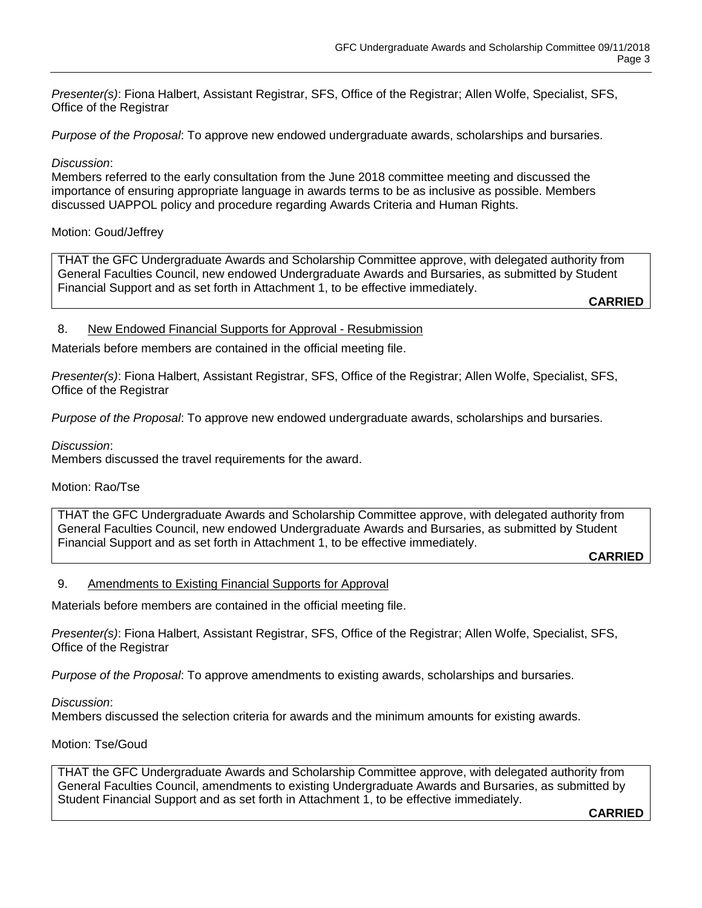*Presenter(s)*: Fiona Halbert, Assistant Registrar, SFS, Office of the Registrar; Allen Wolfe, Specialist, SFS, Office of the Registrar

*Purpose of the Proposal*: To approve new endowed undergraduate awards, scholarships and bursaries.

*Discussion*:
Members referred to the early consultation from the June 2018 committee meeting and discussed the importance of ensuring appropriate language in awards terms to be as inclusive as possible. Members discussed UAPPOL policy and procedure regarding Awards Criteria and Human Rights.

Motion: Goud/Jeffrey

THAT the GFC Undergraduate Awards and Scholarship Committee approve, with delegated authority from General Faculties Council, new endowed Undergraduate Awards and Bursaries, as submitted by Student Financial Support and as set forth in Attachment 1, to be effective immediately.

**CARRIED**

8. New Endowed Financial Supports for Approval - Resubmission

Materials before members are contained in the official meeting file.

*Presenter(s)*: Fiona Halbert, Assistant Registrar, SFS, Office of the Registrar; Allen Wolfe, Specialist, SFS, Office of the Registrar

*Purpose of the Proposal*: To approve new endowed undergraduate awards, scholarships and bursaries.

*Discussion*:
Members discussed the travel requirements for the award.

Motion: Rao/Tse

THAT the GFC Undergraduate Awards and Scholarship Committee approve, with delegated authority from General Faculties Council, new endowed Undergraduate Awards and Bursaries, as submitted by Student Financial Support and as set forth in Attachment 1, to be effective immediately.

**CARRIED**

9. Amendments to Existing Financial Supports for Approval

Materials before members are contained in the official meeting file.

*Presenter(s)*: Fiona Halbert, Assistant Registrar, SFS, Office of the Registrar; Allen Wolfe, Specialist, SFS, Office of the Registrar

*Purpose of the Proposal*: To approve amendments to existing awards, scholarships and bursaries.

*Discussion*:
Members discussed the selection criteria for awards and the minimum amounts for existing awards.

Motion: Tse/Goud

THAT the GFC Undergraduate Awards and Scholarship Committee approve, with delegated authority from General Faculties Council, amendments to existing Undergraduate Awards and Bursaries, as submitted by Student Financial Support and as set forth in Attachment 1, to be effective immediately.

**CARRIED**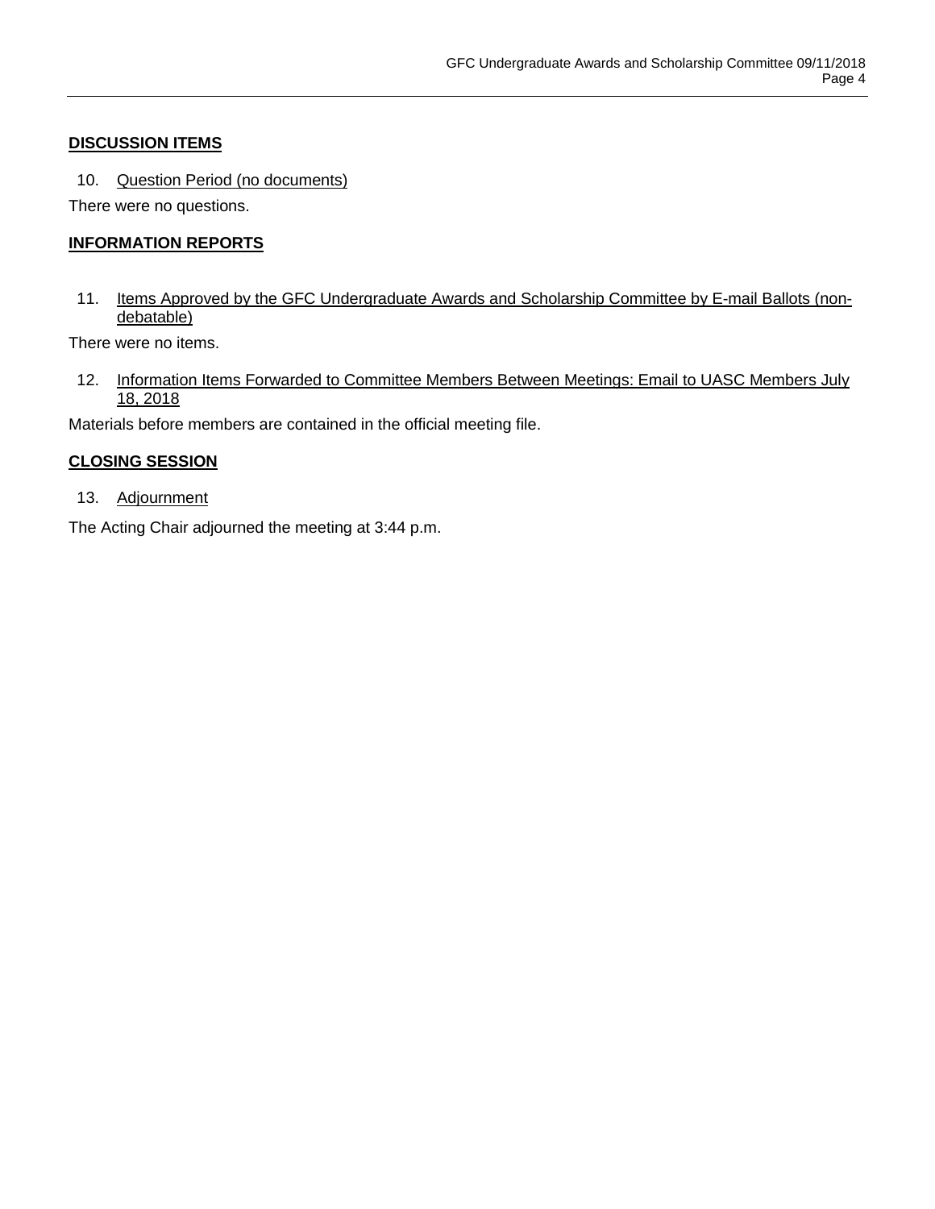**DISCUSSION ITEMS**

10. Question Period (no documents)

There were no questions.

**INFORMATION REPORTS**

11. Items Approved by the GFC Undergraduate Awards and Scholarship Committee by E-mail Ballots (non-debatable)

There were no items.

12. Information Items Forwarded to Committee Members Between Meetings: Email to UASC Members July 18, 2018

Materials before members are contained in the official meeting file.

**CLOSING SESSION**

13. Adjournment

The Acting Chair adjourned the meeting at 3:44 p.m.